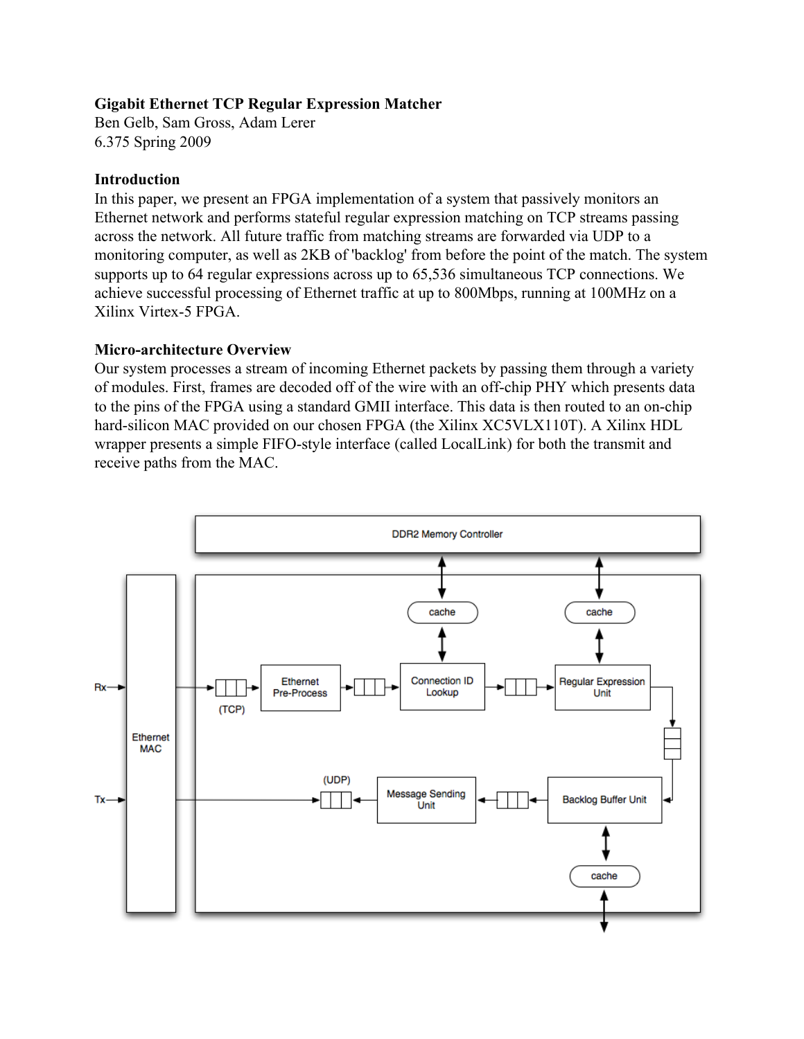**Gigabit Ethernet TCP Regular Expression Matcher**
Ben Gelb, Sam Gross, Adam Lerer
6.375 Spring 2009

## Introduction

In this paper, we present an FPGA implementation of a system that passively monitors an Ethernet network and performs stateful regular expression matching on TCP streams passing across the network. All future traffic from matching streams are forwarded via UDP to a monitoring computer, as well as 2KB of 'backlog' from before the point of the match. The system supports up to 64 regular expressions across up to 65,536 simultaneous TCP connections. We achieve successful processing of Ethernet traffic at up to 800Mbps, running at 100MHz on a Xilinx Virtex-5 FPGA.

## Micro-architecture Overview

Our system processes a stream of incoming Ethernet packets by passing them through a variety of modules. First, frames are decoded off of the wire with an off-chip PHY which presents data to the pins of the FPGA using a standard GMII interface. This data is then routed to an on-chip hard-silicon MAC provided on our chosen FPGA (the Xilinx XC5VLX110T). A Xilinx HDL wrapper presents a simple FIFO-style interface (called LocalLink) for both the transmit and receive paths from the MAC.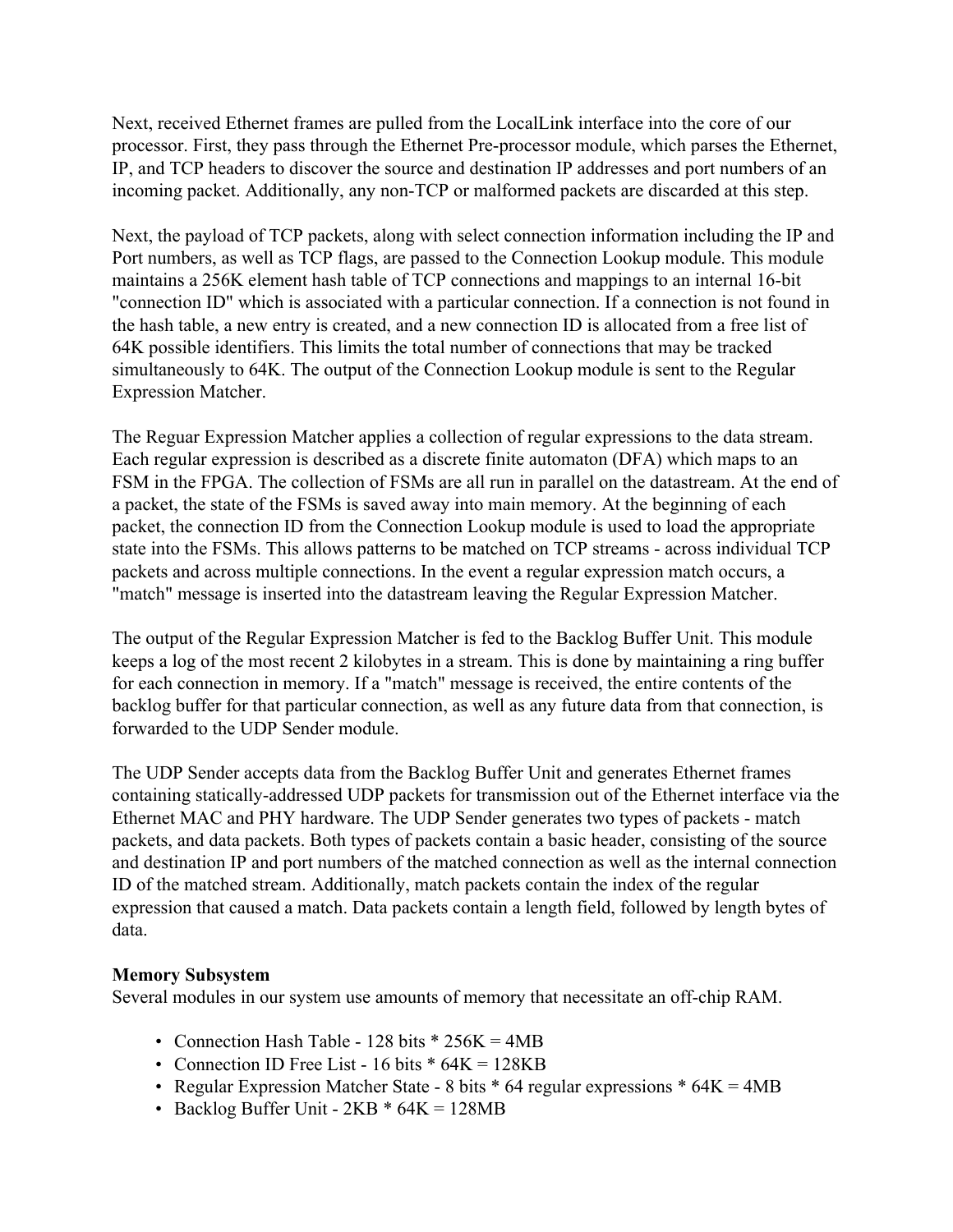Next, received Ethernet frames are pulled from the LocalLink interface into the core of our processor. First, they pass through the Ethernet Pre-processor module, which parses the Ethernet, IP, and TCP headers to discover the source and destination IP addresses and port numbers of an incoming packet. Additionally, any non-TCP or malformed packets are discarded at this step.

Next, the payload of TCP packets, along with select connection information including the IP and Port numbers, as well as TCP flags, are passed to the Connection Lookup module. This module maintains a 256K element hash table of TCP connections and mappings to an internal 16-bit "connection ID" which is associated with a particular connection. If a connection is not found in the hash table, a new entry is created, and a new connection ID is allocated from a free list of 64K possible identifiers. This limits the total number of connections that may be tracked simultaneously to 64K. The output of the Connection Lookup module is sent to the Regular Expression Matcher.

The Reguar Expression Matcher applies a collection of regular expressions to the data stream. Each regular expression is described as a discrete finite automaton (DFA) which maps to an FSM in the FPGA. The collection of FSMs are all run in parallel on the datastream. At the end of a packet, the state of the FSMs is saved away into main memory. At the beginning of each packet, the connection ID from the Connection Lookup module is used to load the appropriate state into the FSMs. This allows patterns to be matched on TCP streams - across individual TCP packets and across multiple connections. In the event a regular expression match occurs, a "match" message is inserted into the datastream leaving the Regular Expression Matcher.

The output of the Regular Expression Matcher is fed to the Backlog Buffer Unit. This module keeps a log of the most recent 2 kilobytes in a stream. This is done by maintaining a ring buffer for each connection in memory. If a "match" message is received, the entire contents of the backlog buffer for that particular connection, as well as any future data from that connection, is forwarded to the UDP Sender module.

The UDP Sender accepts data from the Backlog Buffer Unit and generates Ethernet frames containing statically-addressed UDP packets for transmission out of the Ethernet interface via the Ethernet MAC and PHY hardware. The UDP Sender generates two types of packets - match packets, and data packets. Both types of packets contain a basic header, consisting of the source and destination IP and port numbers of the matched connection as well as the internal connection ID of the matched stream. Additionally, match packets contain the index of the regular expression that caused a match. Data packets contain a length field, followed by length bytes of data.

**Memory Subsystem**

Several modules in our system use amounts of memory that necessitate an off-chip RAM.

- Connection Hash Table - 128 bits * 256K = 4MB
- Connection ID Free List - 16 bits * 64K = 128KB
- Regular Expression Matcher State - 8 bits * 64 regular expressions * 64K = 4MB
- Backlog Buffer Unit - 2KB * 64K = 128MB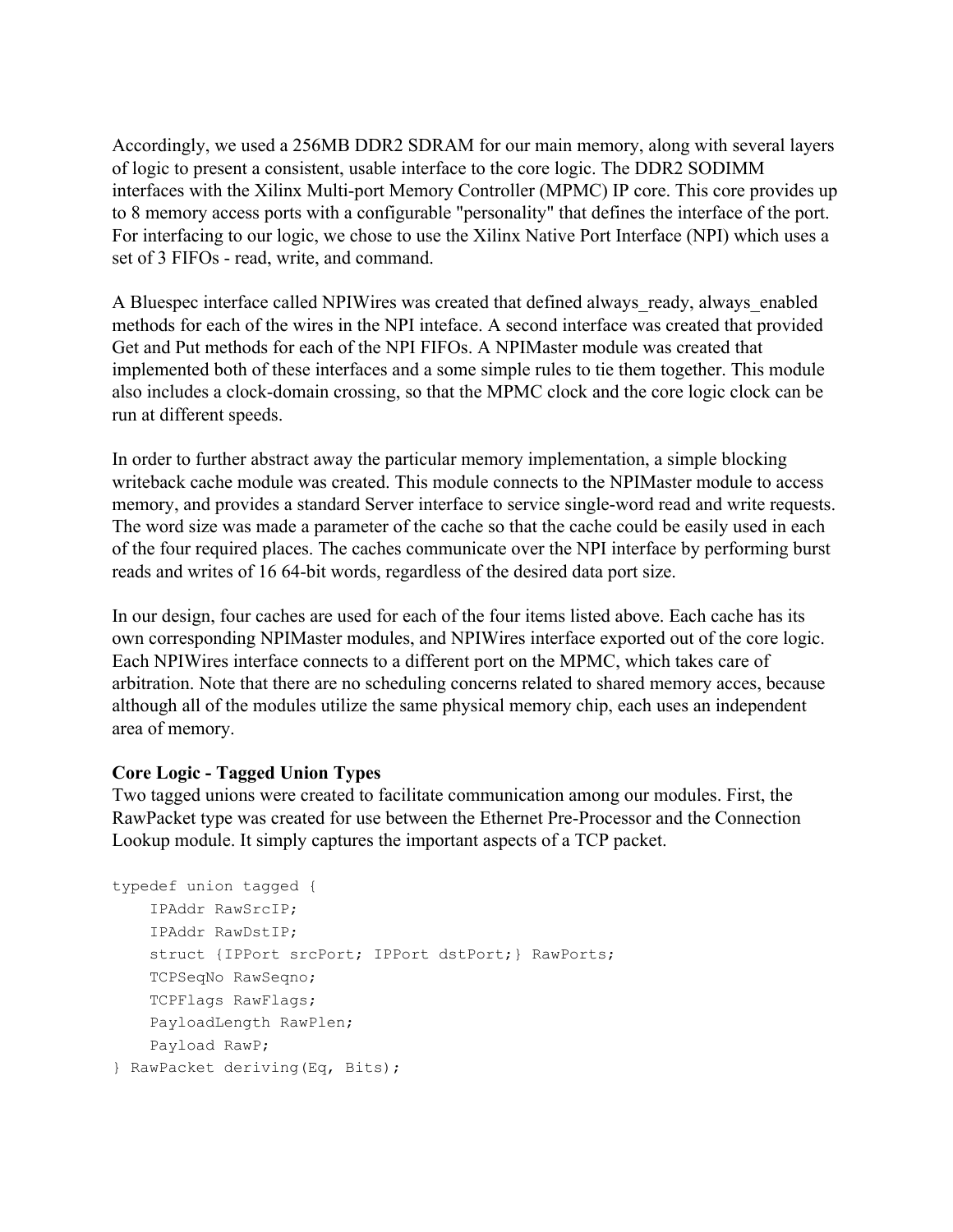Accordingly, we used a 256MB DDR2 SDRAM for our main memory, along with several layers of logic to present a consistent, usable interface to the core logic. The DDR2 SODIMM interfaces with the Xilinx Multi-port Memory Controller (MPMC) IP core. This core provides up to 8 memory access ports with a configurable "personality" that defines the interface of the port. For interfacing to our logic, we chose to use the Xilinx Native Port Interface (NPI) which uses a set of 3 FIFOs - read, write, and command.

A Bluespec interface called NPIWires was created that defined always_ready, always_enabled methods for each of the wires in the NPI inteface. A second interface was created that provided Get and Put methods for each of the NPI FIFOs. A NPIMaster module was created that implemented both of these interfaces and a some simple rules to tie them together. This module also includes a clock-domain crossing, so that the MPMC clock and the core logic clock can be run at different speeds.

In order to further abstract away the particular memory implementation, a simple blocking writeback cache module was created. This module connects to the NPIMaster module to access memory, and provides a standard Server interface to service single-word read and write requests. The word size was made a parameter of the cache so that the cache could be easily used in each of the four required places. The caches communicate over the NPI interface by performing burst reads and writes of 16 64-bit words, regardless of the desired data port size.

In our design, four caches are used for each of the four items listed above. Each cache has its own corresponding NPIMaster modules, and NPIWires interface exported out of the core logic. Each NPIWires interface connects to a different port on the MPMC, which takes care of arbitration. Note that there are no scheduling concerns related to shared memory acces, because although all of the modules utilize the same physical memory chip, each uses an independent area of memory.

**Core Logic - Tagged Union Types**

Two tagged unions were created to facilitate communication among our modules. First, the RawPacket type was created for use between the Ethernet Pre-Processor and the Connection Lookup module. It simply captures the important aspects of a TCP packet.

```
typedef union tagged {
    IPAddr RawSrcIP;
    IPAddr RawDstIP;
    struct {IPPort srcPort; IPPort dstPort;} RawPorts;
    TCPSeqNo RawSeqno;
    TCPFlags RawFlags;
    PayloadLength RawPlen;
    Payload RawP;
} RawPacket deriving(Eq, Bits);
```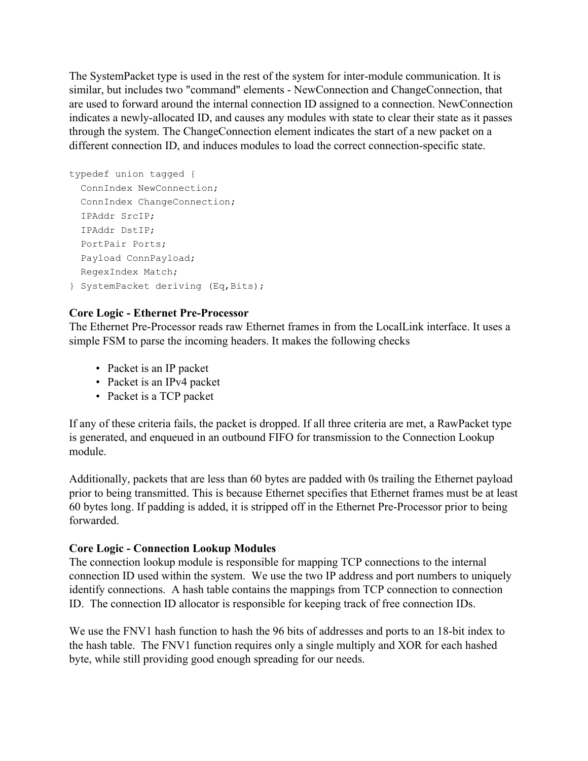The SystemPacket type is used in the rest of the system for inter-module communication. It is similar, but includes two "command" elements - NewConnection and ChangeConnection, that are used to forward around the internal connection ID assigned to a connection. NewConnection indicates a newly-allocated ID, and causes any modules with state to clear their state as it passes through the system. The ChangeConnection element indicates the start of a new packet on a different connection ID, and induces modules to load the correct connection-specific state.

```
typedef union tagged {
  ConnIndex NewConnection;
  ConnIndex ChangeConnection;
  IPAddr SrcIP;
  IPAddr DstIP;
  PortPair Ports;
  Payload ConnPayload;
  RegexIndex Match;
} SystemPacket deriving (Eq,Bits);
```

**Core Logic - Ethernet Pre-Processor**

The Ethernet Pre-Processor reads raw Ethernet frames in from the LocalLink interface. It uses a simple FSM to parse the incoming headers. It makes the following checks

- Packet is an IP packet
- Packet is an IPv4 packet
- Packet is a TCP packet

If any of these criteria fails, the packet is dropped. If all three criteria are met, a RawPacket type is generated, and enqueued in an outbound FIFO for transmission to the Connection Lookup module.

Additionally, packets that are less than 60 bytes are padded with 0s trailing the Ethernet payload prior to being transmitted. This is because Ethernet specifies that Ethernet frames must be at least 60 bytes long. If padding is added, it is stripped off in the Ethernet Pre-Processor prior to being forwarded.

**Core Logic - Connection Lookup Modules**

The connection lookup module is responsible for mapping TCP connections to the internal connection ID used within the system. We use the two IP address and port numbers to uniquely identify connections. A hash table contains the mappings from TCP connection to connection ID. The connection ID allocator is responsible for keeping track of free connection IDs.

We use the FNV1 hash function to hash the 96 bits of addresses and ports to an 18-bit index to the hash table. The FNV1 function requires only a single multiply and XOR for each hashed byte, while still providing good enough spreading for our needs.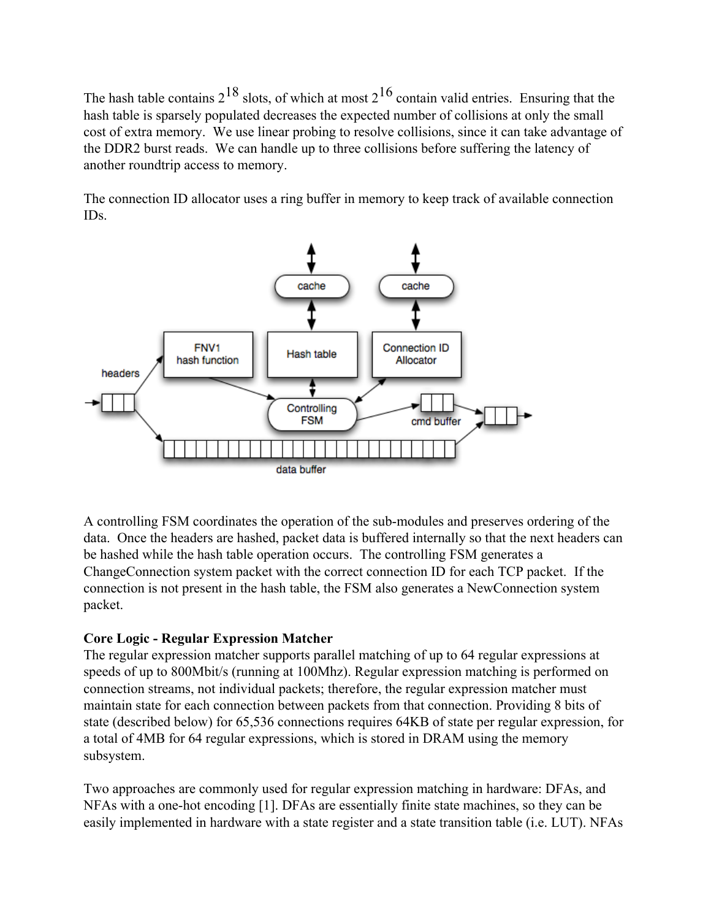The hash table contains $2^{18}$ slots, of which at most $2^{16}$ contain valid entries. Ensuring that the hash table is sparsely populated decreases the expected number of collisions at only the small cost of extra memory. We use linear probing to resolve collisions, since it can take advantage of the DDR2 burst reads. We can handle up to three collisions before suffering the latency of another roundtrip access to memory.

The connection ID allocator uses a ring buffer in memory to keep track of available connection IDs.

A controlling FSM coordinates the operation of the sub-modules and preserves ordering of the data. Once the headers are hashed, packet data is buffered internally so that the next headers can be hashed while the hash table operation occurs. The controlling FSM generates a ChangeConnection system packet with the correct connection ID for each TCP packet. If the connection is not present in the hash table, the FSM also generates a NewConnection system packet.

**Core Logic - Regular Expression Matcher**

The regular expression matcher supports parallel matching of up to 64 regular expressions at speeds of up to 800Mbit/s (running at 100Mhz). Regular expression matching is performed on connection streams, not individual packets; therefore, the regular expression matcher must maintain state for each connection between packets from that connection. Providing 8 bits of state (described below) for 65,536 connections requires 64KB of state per regular expression, for a total of 4MB for 64 regular expressions, which is stored in DRAM using the memory subsystem.

Two approaches are commonly used for regular expression matching in hardware: DFAs, and NFAs with a one-hot encoding [1]. DFAs are essentially finite state machines, so they can be easily implemented in hardware with a state register and a state transition table (i.e. LUT). NFAs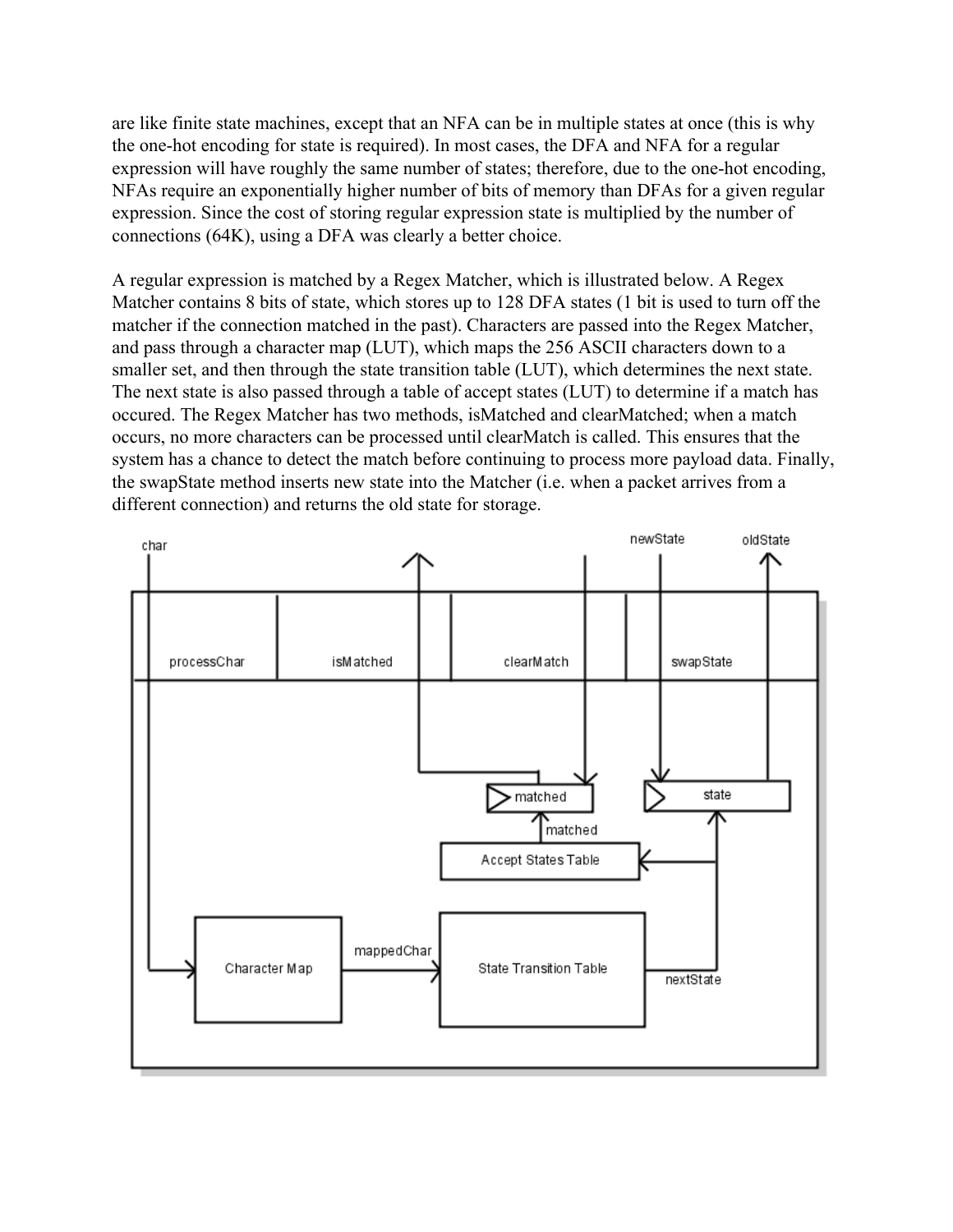are like finite state machines, except that an NFA can be in multiple states at once (this is why the one-hot encoding for state is required). In most cases, the DFA and NFA for a regular expression will have roughly the same number of states; therefore, due to the one-hot encoding, NFAs require an exponentially higher number of bits of memory than DFAs for a given regular expression. Since the cost of storing regular expression state is multiplied by the number of connections (64K), using a DFA was clearly a better choice.

A regular expression is matched by a Regex Matcher, which is illustrated below. A Regex Matcher contains 8 bits of state, which stores up to 128 DFA states (1 bit is used to turn off the matcher if the connection matched in the past). Characters are passed into the Regex Matcher, and pass through a character map (LUT), which maps the 256 ASCII characters down to a smaller set, and then through the state transition table (LUT), which determines the next state. The next state is also passed through a table of accept states (LUT) to determine if a match has occured. The Regex Matcher has two methods, isMatched and clearMatched; when a match occurs, no more characters can be processed until clearMatch is called. This ensures that the system has a chance to detect the match before continuing to process more payload data. Finally, the swapState method inserts new state into the Matcher (i.e. when a packet arrives from a different connection) and returns the old state for storage.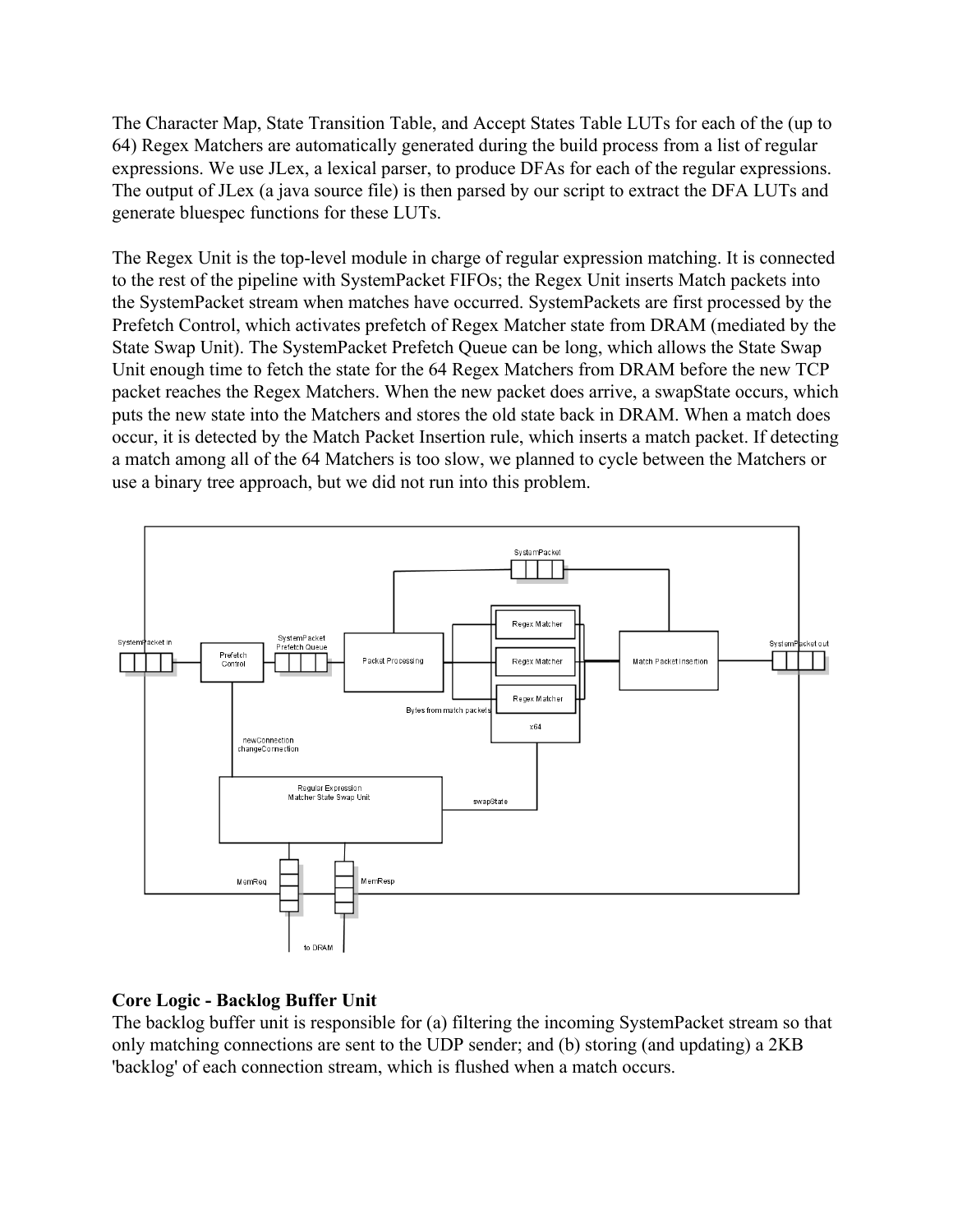The Character Map, State Transition Table, and Accept States Table LUTs for each of the (up to 64) Regex Matchers are automatically generated during the build process from a list of regular expressions. We use JLex, a lexical parser, to produce DFAs for each of the regular expressions. The output of JLex (a java source file) is then parsed by our script to extract the DFA LUTs and generate bluespec functions for these LUTs.

The Regex Unit is the top-level module in charge of regular expression matching. It is connected to the rest of the pipeline with SystemPacket FIFOs; the Regex Unit inserts Match packets into the SystemPacket stream when matches have occurred. SystemPackets are first processed by the Prefetch Control, which activates prefetch of Regex Matcher state from DRAM (mediated by the State Swap Unit). The SystemPacket Prefetch Queue can be long, which allows the State Swap Unit enough time to fetch the state for the 64 Regex Matchers from DRAM before the new TCP packet reaches the Regex Matchers. When the new packet does arrive, a swapState occurs, which puts the new state into the Matchers and stores the old state back in DRAM. When a match does occur, it is detected by the Match Packet Insertion rule, which inserts a match packet. If detecting a match among all of the 64 Matchers is too slow, we planned to cycle between the Matchers or use a binary tree approach, but we did not run into this problem.

### Core Logic - Backlog Buffer Unit

The backlog buffer unit is responsible for (a) filtering the incoming SystemPacket stream so that only matching connections are sent to the UDP sender; and (b) storing (and updating) a 2KB 'backlog' of each connection stream, which is flushed when a match occurs.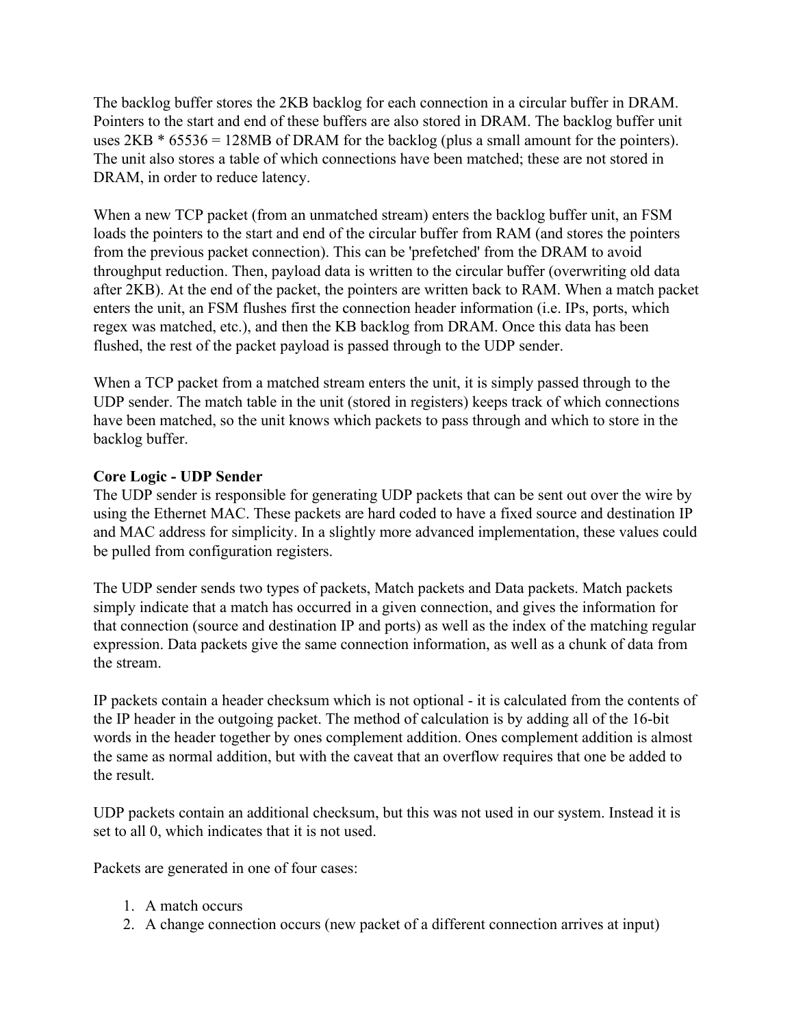The backlog buffer stores the 2KB backlog for each connection in a circular buffer in DRAM. Pointers to the start and end of these buffers are also stored in DRAM. The backlog buffer unit uses 2KB * 65536 = 128MB of DRAM for the backlog (plus a small amount for the pointers). The unit also stores a table of which connections have been matched; these are not stored in DRAM, in order to reduce latency.

When a new TCP packet (from an unmatched stream) enters the backlog buffer unit, an FSM loads the pointers to the start and end of the circular buffer from RAM (and stores the pointers from the previous packet connection). This can be 'prefetched' from the DRAM to avoid throughput reduction. Then, payload data is written to the circular buffer (overwriting old data after 2KB). At the end of the packet, the pointers are written back to RAM. When a match packet enters the unit, an FSM flushes first the connection header information (i.e. IPs, ports, which regex was matched, etc.), and then the KB backlog from DRAM. Once this data has been flushed, the rest of the packet payload is passed through to the UDP sender.

When a TCP packet from a matched stream enters the unit, it is simply passed through to the UDP sender. The match table in the unit (stored in registers) keeps track of which connections have been matched, so the unit knows which packets to pass through and which to store in the backlog buffer.

**Core Logic - UDP Sender**
The UDP sender is responsible for generating UDP packets that can be sent out over the wire by using the Ethernet MAC. These packets are hard coded to have a fixed source and destination IP and MAC address for simplicity. In a slightly more advanced implementation, these values could be pulled from configuration registers.

The UDP sender sends two types of packets, Match packets and Data packets. Match packets simply indicate that a match has occurred in a given connection, and gives the information for that connection (source and destination IP and ports) as well as the index of the matching regular expression. Data packets give the same connection information, as well as a chunk of data from the stream.

IP packets contain a header checksum which is not optional - it is calculated from the contents of the IP header in the outgoing packet. The method of calculation is by adding all of the 16-bit words in the header together by ones complement addition. Ones complement addition is almost the same as normal addition, but with the caveat that an overflow requires that one be added to the result.

UDP packets contain an additional checksum, but this was not used in our system. Instead it is set to all 0, which indicates that it is not used.

Packets are generated in one of four cases:

1. A match occurs
2. A change connection occurs (new packet of a different connection arrives at input)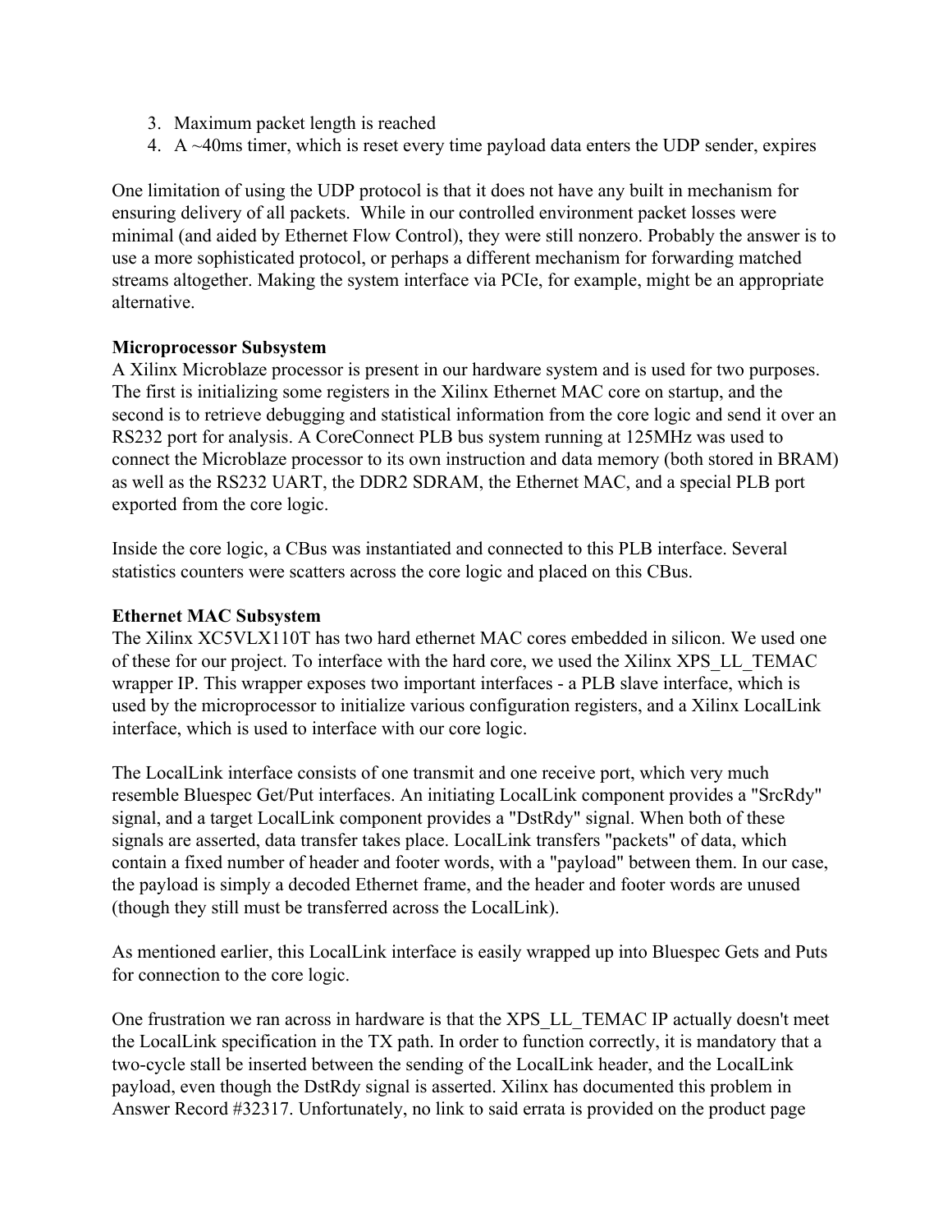3. Maximum packet length is reached
4. A ~40ms timer, which is reset every time payload data enters the UDP sender, expires

One limitation of using the UDP protocol is that it does not have any built in mechanism for ensuring delivery of all packets.  While in our controlled environment packet losses were minimal (and aided by Ethernet Flow Control), they were still nonzero. Probably the answer is to use a more sophisticated protocol, or perhaps a different mechanism for forwarding matched streams altogether. Making the system interface via PCIe, for example, might be an appropriate alternative.

**Microprocessor Subsystem**

A Xilinx Microblaze processor is present in our hardware system and is used for two purposes. The first is initializing some registers in the Xilinx Ethernet MAC core on startup, and the second is to retrieve debugging and statistical information from the core logic and send it over an RS232 port for analysis. A CoreConnect PLB bus system running at 125MHz was used to connect the Microblaze processor to its own instruction and data memory (both stored in BRAM) as well as the RS232 UART, the DDR2 SDRAM, the Ethernet MAC, and a special PLB port exported from the core logic.

Inside the core logic, a CBus was instantiated and connected to this PLB interface. Several statistics counters were scatters across the core logic and placed on this CBus.

**Ethernet MAC Subsystem**

The Xilinx XC5VLX110T has two hard ethernet MAC cores embedded in silicon. We used one of these for our project. To interface with the hard core, we used the Xilinx XPS_LL_TEMAC wrapper IP. This wrapper exposes two important interfaces - a PLB slave interface, which is used by the microprocessor to initialize various configuration registers, and a Xilinx LocalLink interface, which is used to interface with our core logic.

The LocalLink interface consists of one transmit and one receive port, which very much resemble Bluespec Get/Put interfaces. An initiating LocalLink component provides a "SrcRdy" signal, and a target LocalLink component provides a "DstRdy" signal. When both of these signals are asserted, data transfer takes place. LocalLink transfers "packets" of data, which contain a fixed number of header and footer words, with a "payload" between them. In our case, the payload is simply a decoded Ethernet frame, and the header and footer words are unused (though they still must be transferred across the LocalLink).

As mentioned earlier, this LocalLink interface is easily wrapped up into Bluespec Gets and Puts for connection to the core logic.

One frustration we ran across in hardware is that the XPS_LL_TEMAC IP actually doesn't meet the LocalLink specification in the TX path. In order to function correctly, it is mandatory that a two-cycle stall be inserted between the sending of the LocalLink header, and the LocalLink payload, even though the DstRdy signal is asserted. Xilinx has documented this problem in Answer Record #32317. Unfortunately, no link to said errata is provided on the product page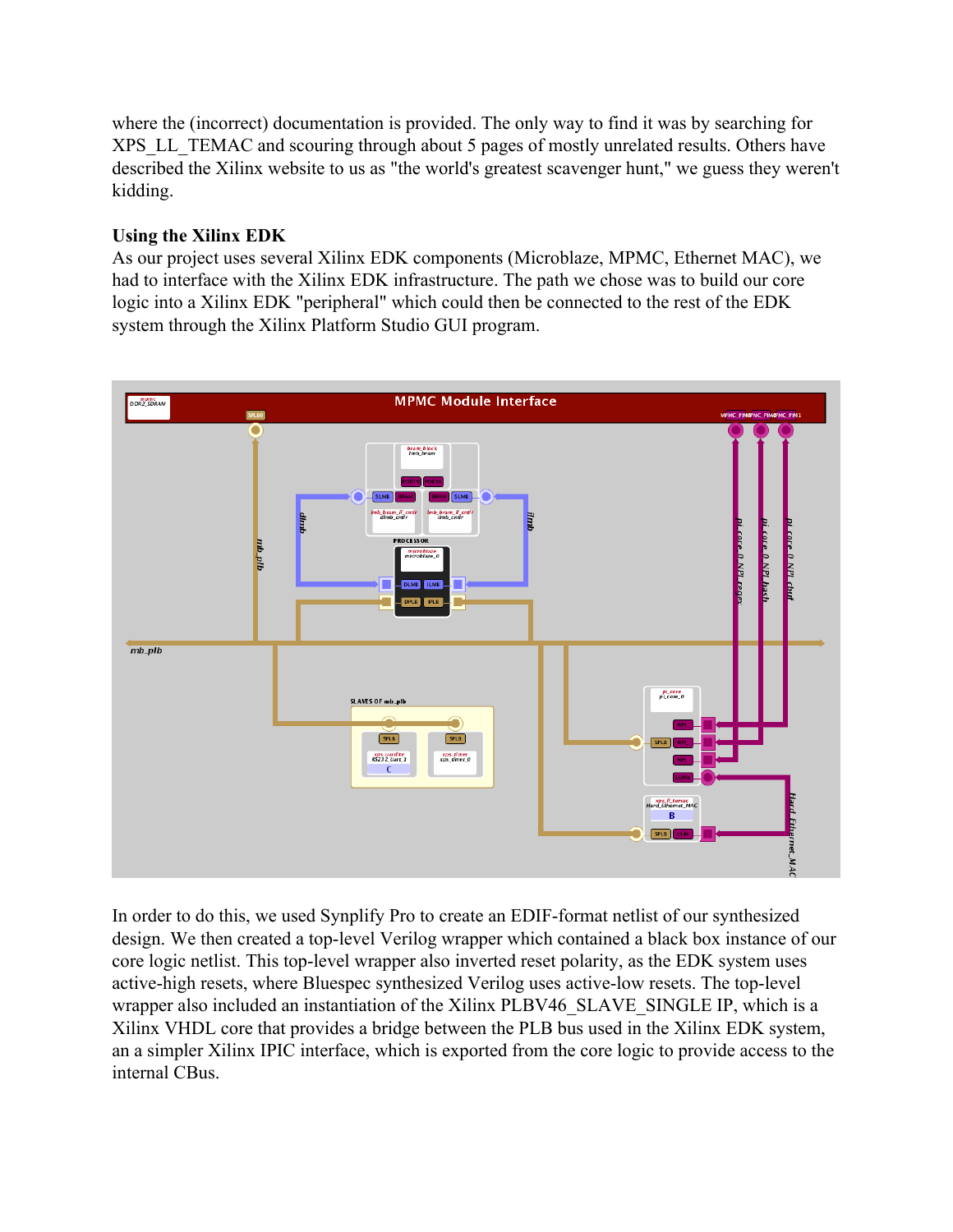where the (incorrect) documentation is provided. The only way to find it was by searching for XPS_LL_TEMAC and scouring through about 5 pages of mostly unrelated results. Others have described the Xilinx website to us as "the world's greatest scavenger hunt," we guess they weren't kidding.

**Using the Xilinx EDK**

As our project uses several Xilinx EDK components (Microblaze, MPMC, Ethernet MAC), we had to interface with the Xilinx EDK infrastructure. The path we chose was to build our core logic into a Xilinx EDK "peripheral" which could then be connected to the rest of the EDK system through the Xilinx Platform Studio GUI program.

In order to do this, we used Synplify Pro to create an EDIF-format netlist of our synthesized design. We then created a top-level Verilog wrapper which contained a black box instance of our core logic netlist. This top-level wrapper also inverted reset polarity, as the EDK system uses active-high resets, where Bluespec synthesized Verilog uses active-low resets. The top-level wrapper also included an instantiation of the Xilinx PLBV46_SLAVE_SINGLE IP, which is a Xilinx VHDL core that provides a bridge between the PLB bus used in the Xilinx EDK system, an a simpler Xilinx IPIC interface, which is exported from the core logic to provide access to the internal CBus.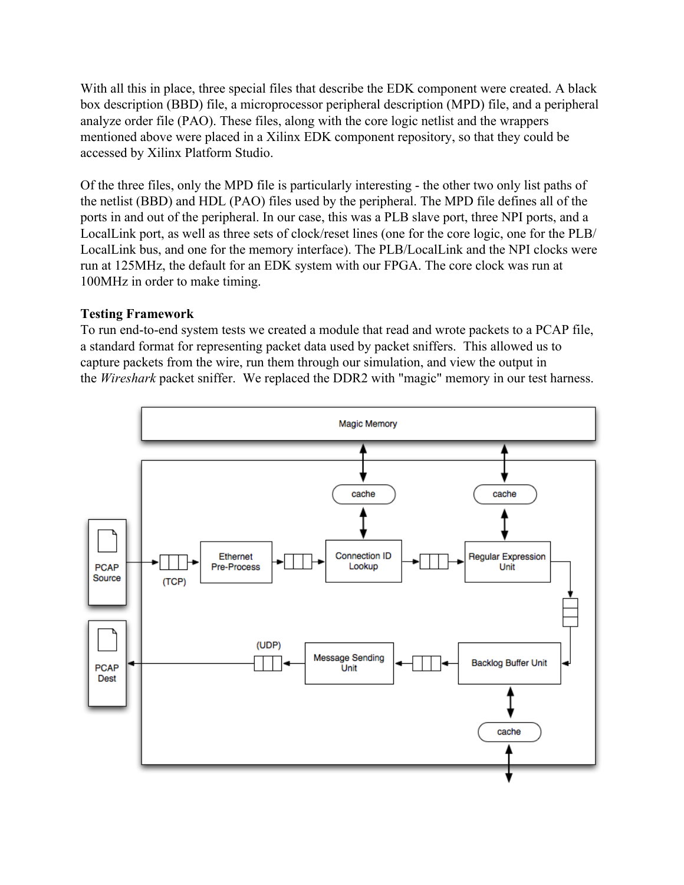With all this in place, three special files that describe the EDK component were created. A black box description (BBD) file, a microprocessor peripheral description (MPD) file, and a peripheral analyze order file (PAO). These files, along with the core logic netlist and the wrappers mentioned above were placed in a Xilinx EDK component repository, so that they could be accessed by Xilinx Platform Studio.

Of the three files, only the MPD file is particularly interesting - the other two only list paths of the netlist (BBD) and HDL (PAO) files used by the peripheral. The MPD file defines all of the ports in and out of the peripheral. In our case, this was a PLB slave port, three NPI ports, and a LocalLink port, as well as three sets of clock/reset lines (one for the core logic, one for the PLB/LocalLink bus, and one for the memory interface). The PLB/LocalLink and the NPI clocks were run at 125MHz, the default for an EDK system with our FPGA. The core clock was run at 100MHz in order to make timing.

**Testing Framework**

To run end-to-end system tests we created a module that read and wrote packets to a PCAP file, a standard format for representing packet data used by packet sniffers. This allowed us to capture packets from the wire, run them through our simulation, and view the output in the *Wireshark* packet sniffer. We replaced the DDR2 with "magic" memory in our test harness.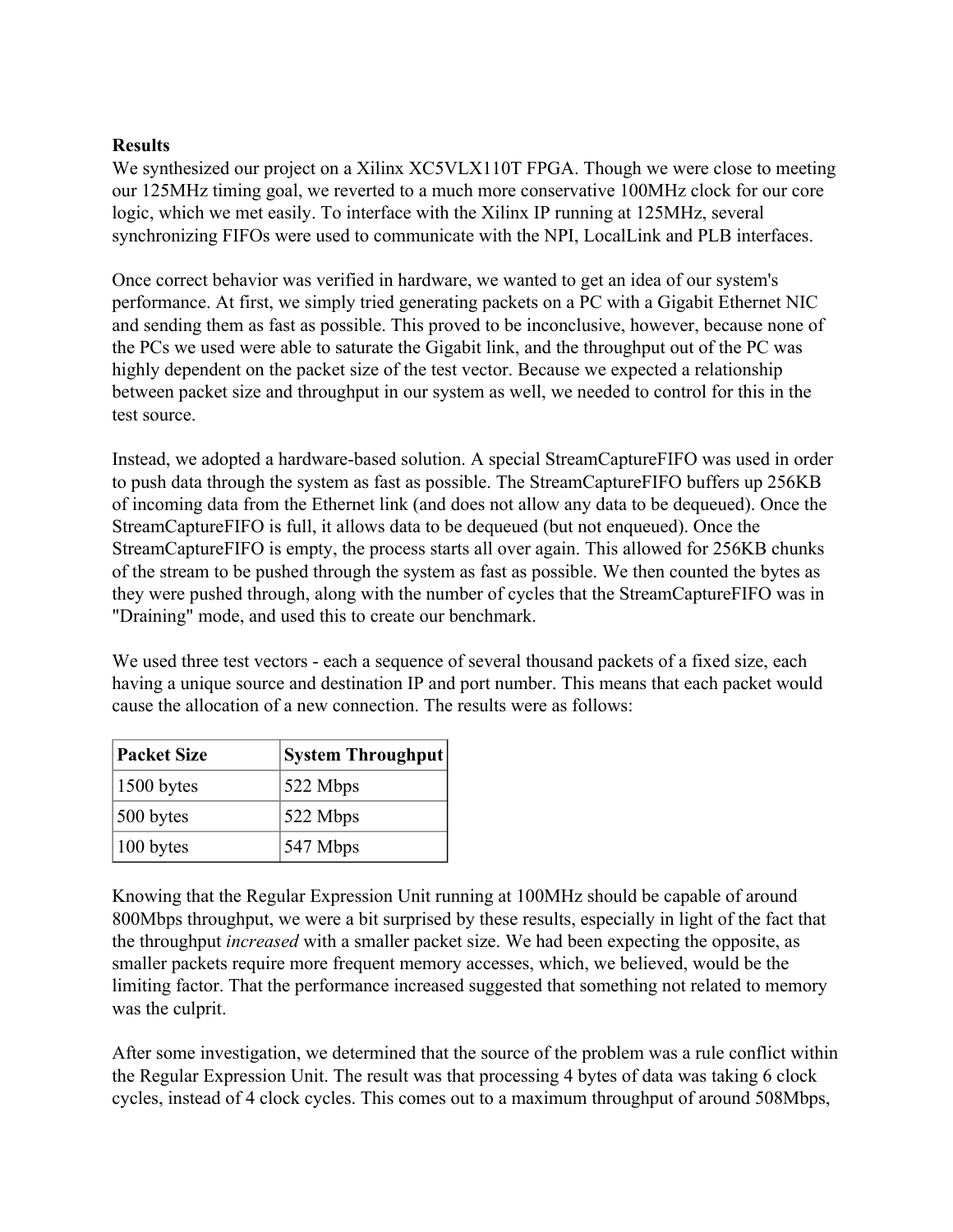**Results**

We synthesized our project on a Xilinx XC5VLX110T FPGA. Though we were close to meeting our 125MHz timing goal, we reverted to a much more conservative 100MHz clock for our core logic, which we met easily. To interface with the Xilinx IP running at 125MHz, several synchronizing FIFOs were used to communicate with the NPI, LocalLink and PLB interfaces.

Once correct behavior was verified in hardware, we wanted to get an idea of our system's performance. At first, we simply tried generating packets on a PC with a Gigabit Ethernet NIC and sending them as fast as possible. This proved to be inconclusive, however, because none of the PCs we used were able to saturate the Gigabit link, and the throughput out of the PC was highly dependent on the packet size of the test vector. Because we expected a relationship between packet size and throughput in our system as well, we needed to control for this in the test source.

Instead, we adopted a hardware-based solution. A special StreamCaptureFIFO was used in order to push data through the system as fast as possible. The StreamCaptureFIFO buffers up 256KB of incoming data from the Ethernet link (and does not allow any data to be dequeued). Once the StreamCaptureFIFO is full, it allows data to be dequeued (but not enqueued). Once the StreamCaptureFIFO is empty, the process starts all over again. This allowed for 256KB chunks of the stream to be pushed through the system as fast as possible. We then counted the bytes as they were pushed through, along with the number of cycles that the StreamCaptureFIFO was in "Draining" mode, and used this to create our benchmark.

We used three test vectors - each a sequence of several thousand packets of a fixed size, each having a unique source and destination IP and port number. This means that each packet would cause the allocation of a new connection. The results were as follows:

| Packet Size | System Throughput |
|---|---|
| 1500 bytes | 522 Mbps |
| 500 bytes | 522 Mbps |
| 100 bytes | 547 Mbps |

Knowing that the Regular Expression Unit running at 100MHz should be capable of around 800Mbps throughput, we were a bit surprised by these results, especially in light of the fact that the throughput *increased* with a smaller packet size. We had been expecting the opposite, as smaller packets require more frequent memory accesses, which, we believed, would be the limiting factor. That the performance increased suggested that something not related to memory was the culprit.

After some investigation, we determined that the source of the problem was a rule conflict within the Regular Expression Unit. The result was that processing 4 bytes of data was taking 6 clock cycles, instead of 4 clock cycles. This comes out to a maximum throughput of around 508Mbps,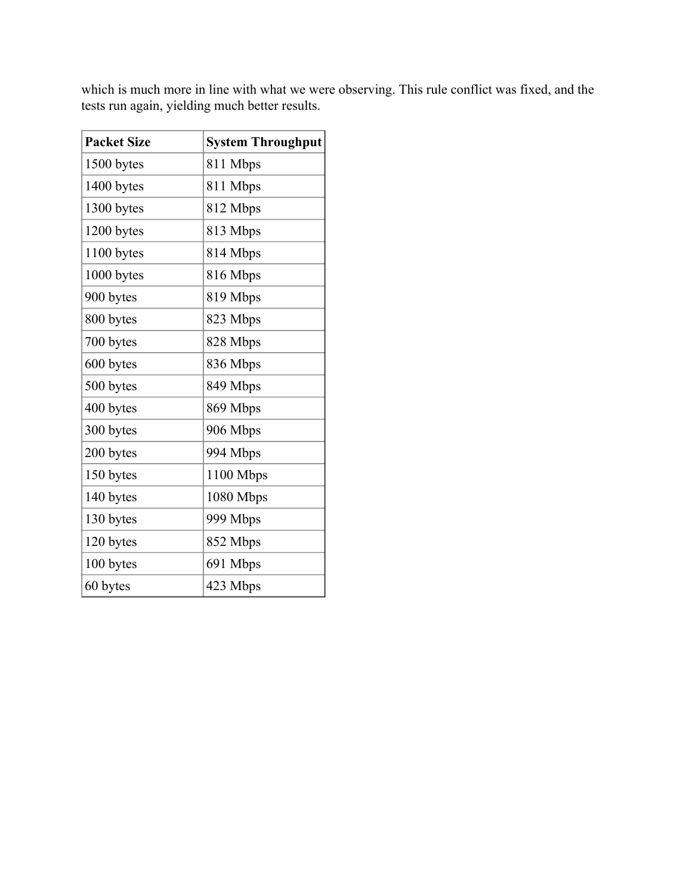which is much more in line with what we were observing. This rule conflict was fixed, and the tests run again, yielding much better results.

| Packet Size | System Throughput |
|---|---|
| 1500 bytes | 811 Mbps |
| 1400 bytes | 811 Mbps |
| 1300 bytes | 812 Mbps |
| 1200 bytes | 813 Mbps |
| 1100 bytes | 814 Mbps |
| 1000 bytes | 816 Mbps |
| 900 bytes | 819 Mbps |
| 800 bytes | 823 Mbps |
| 700 bytes | 828 Mbps |
| 600 bytes | 836 Mbps |
| 500 bytes | 849 Mbps |
| 400 bytes | 869 Mbps |
| 300 bytes | 906 Mbps |
| 200 bytes | 994 Mbps |
| 150 bytes | 1100 Mbps |
| 140 bytes | 1080 Mbps |
| 130 bytes | 999 Mbps |
| 120 bytes | 852 Mbps |
| 100 bytes | 691 Mbps |
| 60 bytes | 423 Mbps |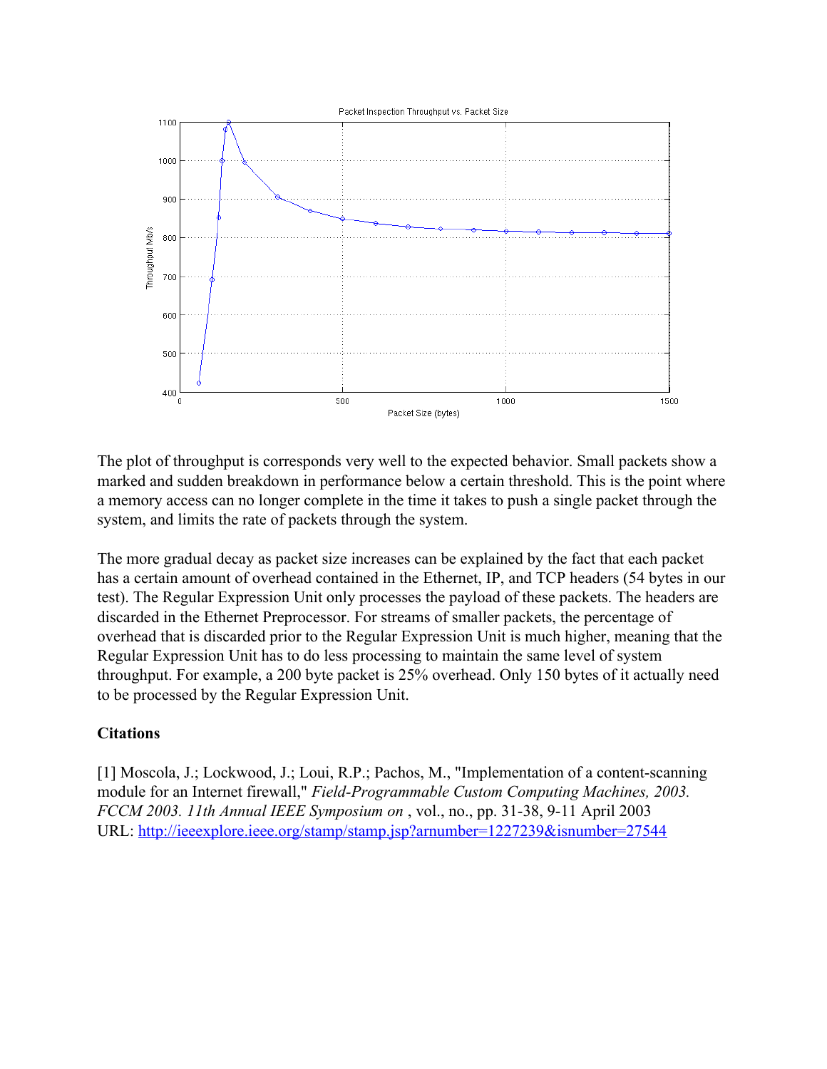Packet Inspection Throughput vs. Packet Size

Throughput Mb/s

1100
1000
900
800
700
600
500
400

0
500
1000
1500

Packet Size (bytes)

The plot of throughput is corresponds very well to the expected behavior. Small packets show a marked and sudden breakdown in performance below a certain threshold. This is the point where a memory access can no longer complete in the time it takes to push a single packet through the system, and limits the rate of packets through the system.

The more gradual decay as packet size increases can be explained by the fact that each packet has a certain amount of overhead contained in the Ethernet, IP, and TCP headers (54 bytes in our test). The Regular Expression Unit only processes the payload of these packets. The headers are discarded in the Ethernet Preprocessor. For streams of smaller packets, the percentage of overhead that is discarded prior to the Regular Expression Unit is much higher, meaning that the Regular Expression Unit has to do less processing to maintain the same level of system throughput. For example, a 200 byte packet is 25% overhead. Only 150 bytes of it actually need to be processed by the Regular Expression Unit.

**Citations**

[1] Moscola, J.; Lockwood, J.; Loui, R.P.; Pachos, M., "Implementation of a content-scanning module for an Internet firewall," *Field-Programmable Custom Computing Machines, 2003. FCCM 2003. 11th Annual IEEE Symposium on* , vol., no., pp. 31-38, 9-11 April 2003
URL: http://ieeexplore.ieee.org/stamp/stamp.jsp?arnumber=1227239&isnumber=27544